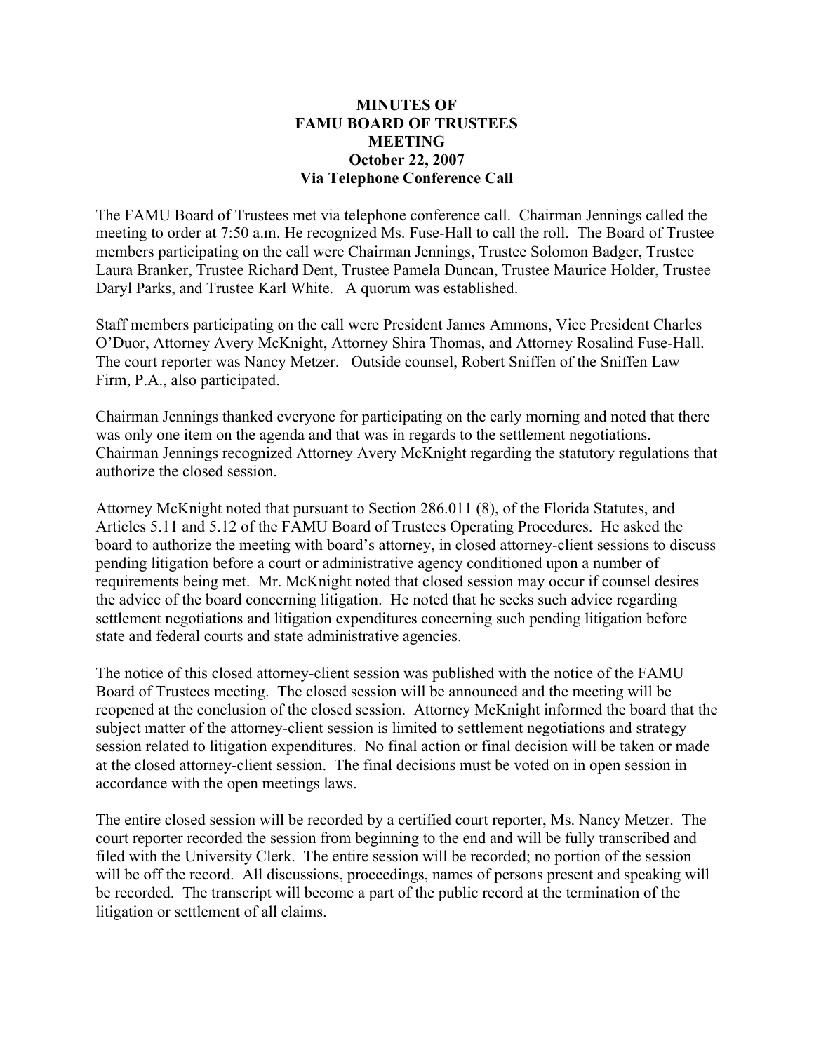# MINUTES OF FAMU BOARD OF TRUSTEES MEETING
## October 22, 2007
## Via Telephone Conference Call

The FAMU Board of Trustees met via telephone conference call. Chairman Jennings called the meeting to order at 7:50 a.m. He recognized Ms. Fuse-Hall to call the roll. The Board of Trustee members participating on the call were Chairman Jennings, Trustee Solomon Badger, Trustee Laura Branker, Trustee Richard Dent, Trustee Pamela Duncan, Trustee Maurice Holder, Trustee Daryl Parks, and Trustee Karl White. A quorum was established.

Staff members participating on the call were President James Ammons, Vice President Charles O'Duor, Attorney Avery McKnight, Attorney Shira Thomas, and Attorney Rosalind Fuse-Hall. The court reporter was Nancy Metzer. Outside counsel, Robert Sniffen of the Sniffen Law Firm, P.A., also participated.

Chairman Jennings thanked everyone for participating on the early morning and noted that there was only one item on the agenda and that was in regards to the settlement negotiations. Chairman Jennings recognized Attorney Avery McKnight regarding the statutory regulations that authorize the closed session.

Attorney McKnight noted that pursuant to Section 286.011 (8), of the Florida Statutes, and Articles 5.11 and 5.12 of the FAMU Board of Trustees Operating Procedures. He asked the board to authorize the meeting with board's attorney, in closed attorney-client sessions to discuss pending litigation before a court or administrative agency conditioned upon a number of requirements being met. Mr. McKnight noted that closed session may occur if counsel desires the advice of the board concerning litigation. He noted that he seeks such advice regarding settlement negotiations and litigation expenditures concerning such pending litigation before state and federal courts and state administrative agencies.

The notice of this closed attorney-client session was published with the notice of the FAMU Board of Trustees meeting. The closed session will be announced and the meeting will be reopened at the conclusion of the closed session. Attorney McKnight informed the board that the subject matter of the attorney-client session is limited to settlement negotiations and strategy session related to litigation expenditures. No final action or final decision will be taken or made at the closed attorney-client session. The final decisions must be voted on in open session in accordance with the open meetings laws.

The entire closed session will be recorded by a certified court reporter, Ms. Nancy Metzer. The court reporter recorded the session from beginning to the end and will be fully transcribed and filed with the University Clerk. The entire session will be recorded; no portion of the session will be off the record. All discussions, proceedings, names of persons present and speaking will be recorded. The transcript will become a part of the public record at the termination of the litigation or settlement of all claims.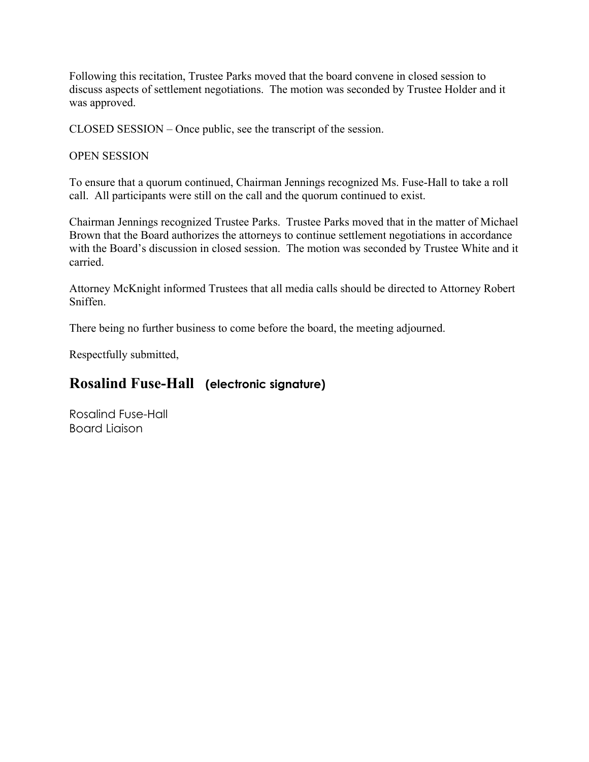Following this recitation, Trustee Parks moved that the board convene in closed session to discuss aspects of settlement negotiations. The motion was seconded by Trustee Holder and it was approved.

CLOSED SESSION – Once public, see the transcript of the session.

OPEN SESSION

To ensure that a quorum continued, Chairman Jennings recognized Ms. Fuse-Hall to take a roll call. All participants were still on the call and the quorum continued to exist.

Chairman Jennings recognized Trustee Parks. Trustee Parks moved that in the matter of Michael Brown that the Board authorizes the attorneys to continue settlement negotiations in accordance with the Board's discussion in closed session. The motion was seconded by Trustee White and it carried.

Attorney McKnight informed Trustees that all media calls should be directed to Attorney Robert Sniffen.

There being no further business to come before the board, the meeting adjourned.

Respectfully submitted,

**Rosalind Fuse-Hall** **(electronic signature)**

Rosalind Fuse-Hall
Board Liaison